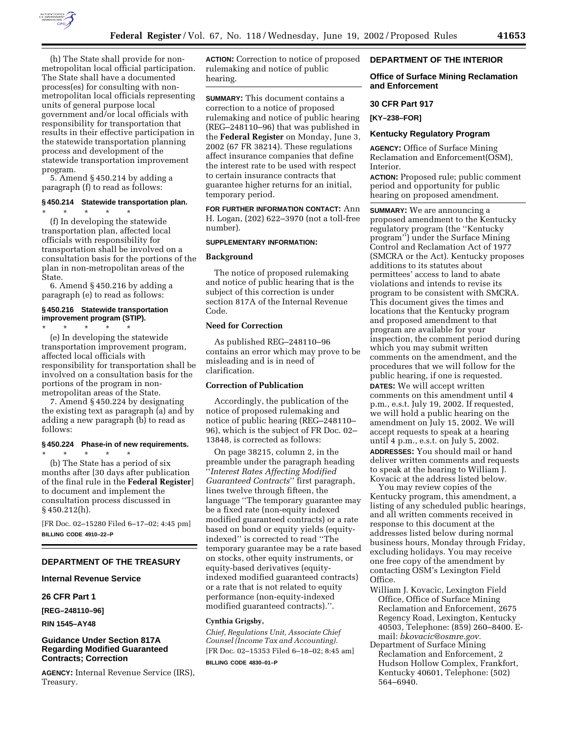(h) The State shall provide for non-metropolitan local official participation. The State shall have a documented process(es) for consulting with non-metropolitan local officials representing units of general purpose local government and/or local officials with responsibility for transportation that results in their effective participation in the statewide transportation planning process and development of the statewide transportation improvement program.

5. Amend § 450.214 by adding a paragraph (f) to read as follows:

**§ 450.214 Statewide transportation plan.**

\* \* \* \* \*

(f) In developing the statewide transportation plan, affected local officials with responsibility for transportation shall be involved on a consultation basis for the portions of the plan in non-metropolitan areas of the State.

6. Amend § 450.216 by adding a paragraph (e) to read as follows:

**§ 450.216 Statewide transportation improvement program (STIP).**

\* \* \* \* \*

(e) In developing the statewide transportation improvement program, affected local officials with responsibility for transportation shall be involved on a consultation basis for the portions of the program in non-metropolitan areas of the State.

7. Amend § 450.224 by designating the existing text as paragraph (a) and by adding a new paragraph (b) to read as follows:

**§ 450.224 Phase-in of new requirements.**

\* \* \* \* \*

(b) The State has a period of six months after [30 days after publication of the final rule in the **Federal Register**] to document and implement the consultation process discussed in § 450.212(h).

[FR Doc. 02–15280 Filed 6–17–02; 4:45 pm]

**BILLING CODE 4910–22–P**

## DEPARTMENT OF THE TREASURY

### Internal Revenue Service

### 26 CFR Part 1

**[REG–248110–96]**

**RIN 1545–AY48**

### Guidance Under Section 817A Regarding Modified Guaranteed Contracts; Correction

**AGENCY:** Internal Revenue Service (IRS), Treasury.

**ACTION:** Correction to notice of proposed rulemaking and notice of public hearing.

**SUMMARY:** This document contains a correction to a notice of proposed rulemaking and notice of public hearing (REG–248110–96) that was published in the **Federal Register** on Monday, June 3, 2002 (67 FR 38214). These regulations affect insurance companies that define the interest rate to be used with respect to certain insurance contracts that guarantee higher returns for an initial, temporary period.

**FOR FURTHER INFORMATION CONTACT:** Ann H. Logan, (202) 622–3970 (not a toll-free number).

**SUPPLEMENTARY INFORMATION:**

**Background**

The notice of proposed rulemaking and notice of public hearing that is the subject of this correction is under section 817A of the Internal Revenue Code.

**Need for Correction**

As published REG–248110–96 contains an error which may prove to be misleading and is in need of clarification.

**Correction of Publication**

Accordingly, the publication of the notice of proposed rulemaking and notice of public hearing (REG–248110–96), which is the subject of FR Doc. 02–13848, is corrected as follows:

On page 38215, column 2, in the preamble under the paragraph heading ''*Interest Rates Affecting Modified Guaranteed Contracts*'' first paragraph, lines twelve through fifteen, the language ''The temporary guarantee may be a fixed rate (non-equity indexed modified guaranteed contracts) or a rate based on bond or equity yields (equity-indexed'' is corrected to read ''The temporary guarantee may be a rate based on stocks, other equity instruments, or equity-based derivatives (equity-indexed modified guaranteed contracts) or a rate that is not related to equity performance (non-equity-indexed modified guaranteed contracts).''.

**Cynthia Grigsby,**

*Chief, Regulations Unit, Associate Chief Counsel (Income Tax and Accounting).*

[FR Doc. 02–15353 Filed 6–18–02; 8:45 am]

**BILLING CODE 4830–01–P**

## DEPARTMENT OF THE INTERIOR

### Office of Surface Mining Reclamation and Enforcement

### 30 CFR Part 917

**[KY–238–FOR]**

### Kentucky Regulatory Program

**AGENCY:** Office of Surface Mining Reclamation and Enforcement(OSM), Interior.

**ACTION:** Proposed rule; public comment period and opportunity for public hearing on proposed amendment.

**SUMMARY:** We are announcing a proposed amendment to the Kentucky regulatory program (the ''Kentucky program'') under the Surface Mining Control and Reclamation Act of 1977 (SMCRA or the Act). Kentucky proposes additions to its statutes about permittees' access to land to abate violations and intends to revise its program to be consistent with SMCRA. This document gives the times and locations that the Kentucky program and proposed amendment to that program are available for your inspection, the comment period during which you may submit written comments on the amendment, and the procedures that we will follow for the public hearing, if one is requested.

**DATES:** We will accept written comments on this amendment until 4 p.m., e.s.t. July 19, 2002. If requested, we will hold a public hearing on the amendment on July 15, 2002. We will accept requests to speak at a hearing until 4 p.m., e.s.t. on July 5, 2002.

**ADDRESSES:** You should mail or hand deliver written comments and requests to speak at the hearing to William J. Kovacic at the address listed below.

You may review copies of the Kentucky program, this amendment, a listing of any scheduled public hearings, and all written comments received in response to this document at the addresses listed below during normal business hours, Monday through Friday, excluding holidays. You may receive one free copy of the amendment by contacting OSM's Lexington Field Office.

William J. Kovacic, Lexington Field Office, Office of Surface Mining Reclamation and Enforcement, 2675 Regency Road, Lexington, Kentucky 40503, Telephone: (859) 260–8400. E-mail: *bkovacic@osmre.gov.*

Department of Surface Mining Reclamation and Enforcement, 2 Hudson Hollow Complex, Frankfort, Kentucky 40601, Telephone: (502) 564–6940.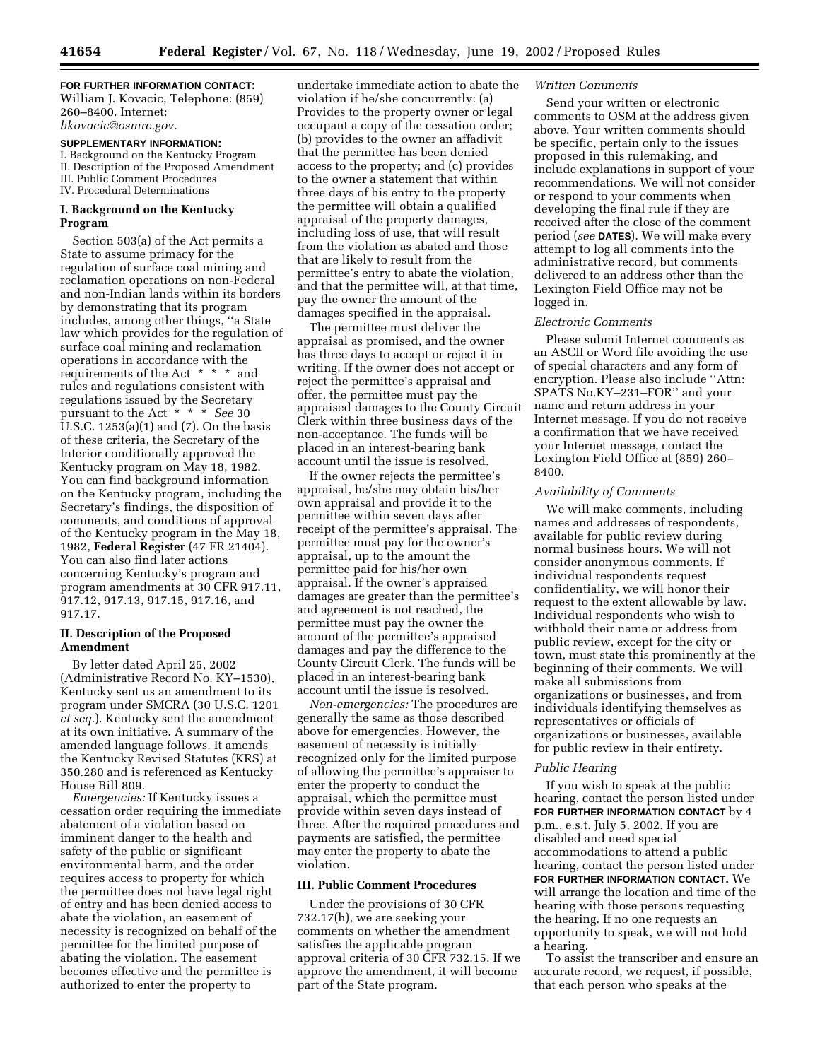**FOR FURTHER INFORMATION CONTACT:** William J. Kovacic, Telephone: (859) 260–8400. Internet: *bkovacic@osmre.gov.*

**SUPPLEMENTARY INFORMATION:**

I. Background on the Kentucky Program
II. Description of the Proposed Amendment
III. Public Comment Procedures
IV. Procedural Determinations

## I. Background on the Kentucky Program

Section 503(a) of the Act permits a State to assume primacy for the regulation of surface coal mining and reclamation operations on non-Federal and non-Indian lands within its borders by demonstrating that its program includes, among other things, ''a State law which provides for the regulation of surface coal mining and reclamation operations in accordance with the requirements of the Act * * * and rules and regulations consistent with regulations issued by the Secretary pursuant to the Act * * * *See* 30 U.S.C. 1253(a)(1) and (7). On the basis of these criteria, the Secretary of the Interior conditionally approved the Kentucky program on May 18, 1982. You can find background information on the Kentucky program, including the Secretary's findings, the disposition of comments, and conditions of approval of the Kentucky program in the May 18, 1982, **Federal Register** (47 FR 21404). You can also find later actions concerning Kentucky's program and program amendments at 30 CFR 917.11, 917.12, 917.13, 917.15, 917.16, and 917.17.

## II. Description of the Proposed Amendment

By letter dated April 25, 2002 (Administrative Record No. KY–1530), Kentucky sent us an amendment to its program under SMCRA (30 U.S.C. 1201 *et seq.*). Kentucky sent the amendment at its own initiative. A summary of the amended language follows. It amends the Kentucky Revised Statutes (KRS) at 350.280 and is referenced as Kentucky House Bill 809.

*Emergencies:* If Kentucky issues a cessation order requiring the immediate abatement of a violation based on imminent danger to the health and safety of the public or significant environmental harm, and the order requires access to property for which the permittee does not have legal right of entry and has been denied access to abate the violation, an easement of necessity is recognized on behalf of the permittee for the limited purpose of abating the violation. The easement becomes effective and the permittee is authorized to enter the property to undertake immediate action to abate the violation if he/she concurrently: (a) Provides to the property owner or legal occupant a copy of the cessation order; (b) provides to the owner an affadivit that the permittee has been denied access to the property; and (c) provides to the owner a statement that within three days of his entry to the property the permittee will obtain a qualified appraisal of the property damages, including loss of use, that will result from the violation as abated and those that are likely to result from the permittee's entry to abate the violation, and that the permittee will, at that time, pay the owner the amount of the damages specified in the appraisal.

The permittee must deliver the appraisal as promised, and the owner has three days to accept or reject it in writing. If the owner does not accept or reject the permittee's appraisal and offer, the permittee must pay the appraised damages to the County Circuit Clerk within three business days of the non-acceptance. The funds will be placed in an interest-bearing bank account until the issue is resolved.

If the owner rejects the permittee's appraisal, he/she may obtain his/her own appraisal and provide it to the permittee within seven days after receipt of the permittee's appraisal. The permittee must pay for the owner's appraisal, up to the amount the permittee paid for his/her own appraisal. If the owner's appraised damages are greater than the permittee's and agreement is not reached, the permittee must pay the owner the amount of the permittee's appraised damages and pay the difference to the County Circuit Clerk. The funds will be placed in an interest-bearing bank account until the issue is resolved.

*Non-emergencies:* The procedures are generally the same as those described above for emergencies. However, the easement of necessity is initially recognized only for the limited purpose of allowing the permittee's appraiser to enter the property to conduct the appraisal, which the permittee must provide within seven days instead of three. After the required procedures and payments are satisfied, the permittee may enter the property to abate the violation.

## III. Public Comment Procedures

Under the provisions of 30 CFR 732.17(h), we are seeking your comments on whether the amendment satisfies the applicable program approval criteria of 30 CFR 732.15. If we approve the amendment, it will become part of the State program.

### *Written Comments*

Send your written or electronic comments to OSM at the address given above. Your written comments should be specific, pertain only to the issues proposed in this rulemaking, and include explanations in support of your recommendations. We will not consider or respond to your comments when developing the final rule if they are received after the close of the comment period (*see* **DATES**). We will make every attempt to log all comments into the administrative record, but comments delivered to an address other than the Lexington Field Office may not be logged in.

### *Electronic Comments*

Please submit Internet comments as an ASCII or Word file avoiding the use of special characters and any form of encryption. Please also include ''Attn: SPATS No.KY–231–FOR'' and your name and return address in your Internet message. If you do not receive a confirmation that we have received your Internet message, contact the Lexington Field Office at (859) 260–8400.

### *Availability of Comments*

We will make comments, including names and addresses of respondents, available for public review during normal business hours. We will not consider anonymous comments. If individual respondents request confidentiality, we will honor their request to the extent allowable by law. Individual respondents who wish to withhold their name or address from public review, except for the city or town, must state this prominently at the beginning of their comments. We will make all submissions from organizations or businesses, and from individuals identifying themselves as representatives or officials of organizations or businesses, available for public review in their entirety.

### *Public Hearing*

If you wish to speak at the public hearing, contact the person listed under **FOR FURTHER INFORMATION CONTACT** by 4 p.m., e.s.t. July 5, 2002. If you are disabled and need special accommodations to attend a public hearing, contact the person listed under **FOR FURTHER INFORMATION CONTACT.** We will arrange the location and time of the hearing with those persons requesting the hearing. If no one requests an opportunity to speak, we will not hold a hearing.

To assist the transcriber and ensure an accurate record, we request, if possible, that each person who speaks at the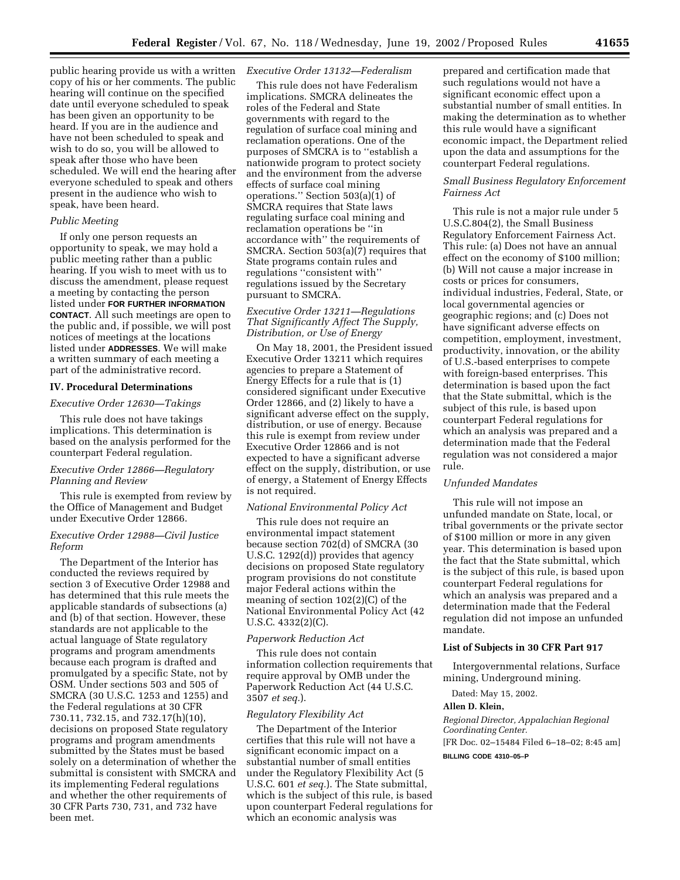public hearing provide us with a written copy of his or her comments. The public hearing will continue on the specified date until everyone scheduled to speak has been given an opportunity to be heard. If you are in the audience and have not been scheduled to speak and wish to do so, you will be allowed to speak after those who have been scheduled. We will end the hearing after everyone scheduled to speak and others present in the audience who wish to speak, have been heard.

*Public Meeting*

If only one person requests an opportunity to speak, we may hold a public meeting rather than a public hearing. If you wish to meet with us to discuss the amendment, please request a meeting by contacting the person listed under **FOR FURTHER INFORMATION CONTACT**. All such meetings are open to the public and, if possible, we will post notices of meetings at the locations listed under **ADDRESSES**. We will make a written summary of each meeting a part of the administrative record.

## IV. Procedural Determinations

*Executive Order 12630—Takings*

This rule does not have takings implications. This determination is based on the analysis performed for the counterpart Federal regulation.

*Executive Order 12866—Regulatory Planning and Review*

This rule is exempted from review by the Office of Management and Budget under Executive Order 12866.

*Executive Order 12988—Civil Justice Reform*

The Department of the Interior has conducted the reviews required by section 3 of Executive Order 12988 and has determined that this rule meets the applicable standards of subsections (a) and (b) of that section. However, these standards are not applicable to the actual language of State regulatory programs and program amendments because each program is drafted and promulgated by a specific State, not by OSM. Under sections 503 and 505 of SMCRA (30 U.S.C. 1253 and 1255) and the Federal regulations at 30 CFR 730.11, 732.15, and 732.17(h)(10), decisions on proposed State regulatory programs and program amendments submitted by the States must be based solely on a determination of whether the submittal is consistent with SMCRA and its implementing Federal regulations and whether the other requirements of 30 CFR Parts 730, 731, and 732 have been met.

*Executive Order 13132—Federalism*

This rule does not have Federalism implications. SMCRA delineates the roles of the Federal and State governments with regard to the regulation of surface coal mining and reclamation operations. One of the purposes of SMCRA is to ''establish a nationwide program to protect society and the environment from the adverse effects of surface coal mining operations.'' Section 503(a)(1) of SMCRA requires that State laws regulating surface coal mining and reclamation operations be ''in accordance with'' the requirements of SMCRA. Section 503(a)(7) requires that State programs contain rules and regulations ''consistent with'' regulations issued by the Secretary pursuant to SMCRA.

*Executive Order 13211—Regulations That Significantly Affect The Supply, Distribution, or Use of Energy*

On May 18, 2001, the President issued Executive Order 13211 which requires agencies to prepare a Statement of Energy Effects for a rule that is (1) considered significant under Executive Order 12866, and (2) likely to have a significant adverse effect on the supply, distribution, or use of energy. Because this rule is exempt from review under Executive Order 12866 and is not expected to have a significant adverse effect on the supply, distribution, or use of energy, a Statement of Energy Effects is not required.

*National Environmental Policy Act*

This rule does not require an environmental impact statement because section 702(d) of SMCRA (30 U.S.C. 1292(d)) provides that agency decisions on proposed State regulatory program provisions do not constitute major Federal actions within the meaning of section 102(2)(C) of the National Environmental Policy Act (42 U.S.C. 4332(2)(C).

*Paperwork Reduction Act*

This rule does not contain information collection requirements that require approval by OMB under the Paperwork Reduction Act (44 U.S.C. 3507 *et seq.*).

*Regulatory Flexibility Act*

The Department of the Interior certifies that this rule will not have a significant economic impact on a substantial number of small entities under the Regulatory Flexibility Act (5 U.S.C. 601 *et seq.*). The State submittal, which is the subject of this rule, is based upon counterpart Federal regulations for which an economic analysis was prepared and certification made that such regulations would not have a significant economic effect upon a substantial number of small entities. In making the determination as to whether this rule would have a significant economic impact, the Department relied upon the data and assumptions for the counterpart Federal regulations.

*Small Business Regulatory Enforcement Fairness Act*

This rule is not a major rule under 5 U.S.C.804(2), the Small Business Regulatory Enforcement Fairness Act. This rule: (a) Does not have an annual effect on the economy of $100 million; (b) Will not cause a major increase in costs or prices for consumers, individual industries, Federal, State, or local governmental agencies or geographic regions; and (c) Does not have significant adverse effects on competition, employment, investment, productivity, innovation, or the ability of U.S.-based enterprises to compete with foreign-based enterprises. This determination is based upon the fact that the State submittal, which is the subject of this rule, is based upon counterpart Federal regulations for which an analysis was prepared and a determination made that the Federal regulation was not considered a major rule.

*Unfunded Mandates*

This rule will not impose an unfunded mandate on State, local, or tribal governments or the private sector of $100 million or more in any given year. This determination is based upon the fact that the State submittal, which is the subject of this rule, is based upon counterpart Federal regulations for which an analysis was prepared and a determination made that the Federal regulation did not impose an unfunded mandate.

## List of Subjects in 30 CFR Part 917

Intergovernmental relations, Surface mining, Underground mining.

Dated: May 15, 2002.

**Allen D. Klein,**

*Regional Director, Appalachian Regional Coordinating Center.*

[FR Doc. 02–15484 Filed 6–18–02; 8:45 am]

**BILLING CODE 4310–05–P**